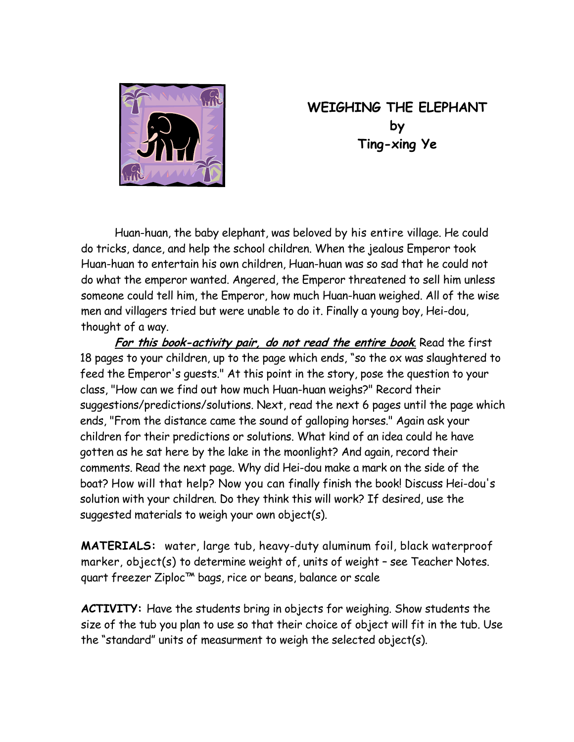# WEIGHING THE ELEPHANT
## by
## Ting-xing Ye

Huan-huan, the baby elephant, was beloved by his entire village. He could do tricks, dance, and help the school children. When the jealous Emperor took Huan-huan to entertain his own children, Huan-huan was so sad that he could not do what the emperor wanted. Angered, the Emperor threatened to sell him unless someone could tell him, the Emperor, how much Huan-huan weighed. All of the wise men and villagers tried but were unable to do it. Finally a young boy, Hei-dou, thought of a way.

***For this book-activity pair, do not read the entire book***. Read the first 18 pages to your children, up to the page which ends, "so the ox was slaughtered to feed the Emperor's guests." At this point in the story, pose the question to your class, "How can we find out how much Huan-huan weighs?" Record their suggestions/predictions/solutions. Next, read the next 6 pages until the page which ends, "From the distance came the sound of galloping horses." Again ask your children for their predictions or solutions. What kind of an idea could he have gotten as he sat here by the lake in the moonlight? And again, record their comments. Read the next page. Why did Hei-dou make a mark on the side of the boat? How will that help? Now you can finally finish the book! Discuss Hei-dou's solution with your children. Do they think this will work? If desired, use the suggested materials to weigh your own object(s).

**MATERIALS:** water, large tub, heavy-duty aluminum foil, black waterproof marker, object(s) to determine weight of, units of weight – see Teacher Notes. quart freezer Ziploc™ bags, rice or beans, balance or scale

**ACTIVITY:** Have the students bring in objects for weighing. Show students the size of the tub you plan to use so that their choice of object will fit in the tub. Use the "standard" units of measurment to weigh the selected object(s).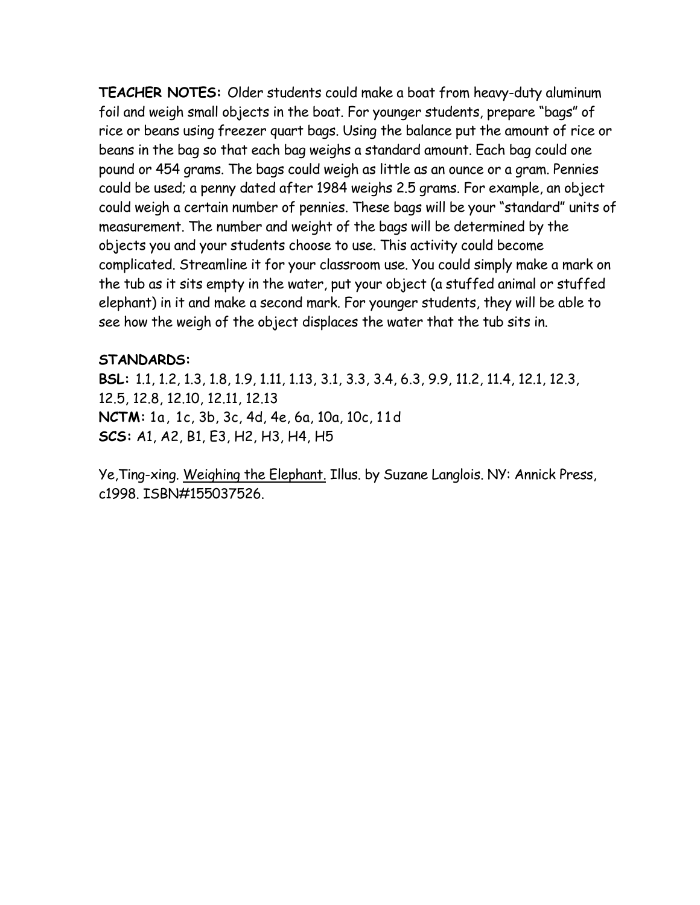**TEACHER NOTES:** Older students could make a boat from heavy-duty aluminum foil and weigh small objects in the boat. For younger students, prepare "bags" of rice or beans using freezer quart bags. Using the balance put the amount of rice or beans in the bag so that each bag weighs a standard amount. Each bag could one pound or 454 grams. The bags could weigh as little as an ounce or a gram. Pennies could be used; a penny dated after 1984 weighs 2.5 grams. For example, an object could weigh a certain number of pennies. These bags will be your "standard" units of measurement. The number and weight of the bags will be determined by the objects you and your students choose to use. This activity could become complicated. Streamline it for your classroom use. You could simply make a mark on the tub as it sits empty in the water, put your object (a stuffed animal or stuffed elephant) in it and make a second mark. For younger students, they will be able to see how the weigh of the object displaces the water that the tub sits in.

**STANDARDS:**

**BSL:** 1.1, 1.2, 1.3, 1.8, 1.9, 1.11, 1.13, 3.1, 3.3, 3.4, 6.3, 9.9, 11.2, 11.4, 12.1, 12.3, 12.5, 12.8, 12.10, 12.11, 12.13
**NCTM:** 1a, 1c, 3b, 3c, 4d, 4e, 6a, 10a, 10c, 11d
**SCS:** A1, A2, B1, E3, H2, H3, H4, H5

Ye,Ting-xing. Weighing the Elephant. Illus. by Suzane Langlois. NY: Annick Press, c1998. ISBN#155037526.